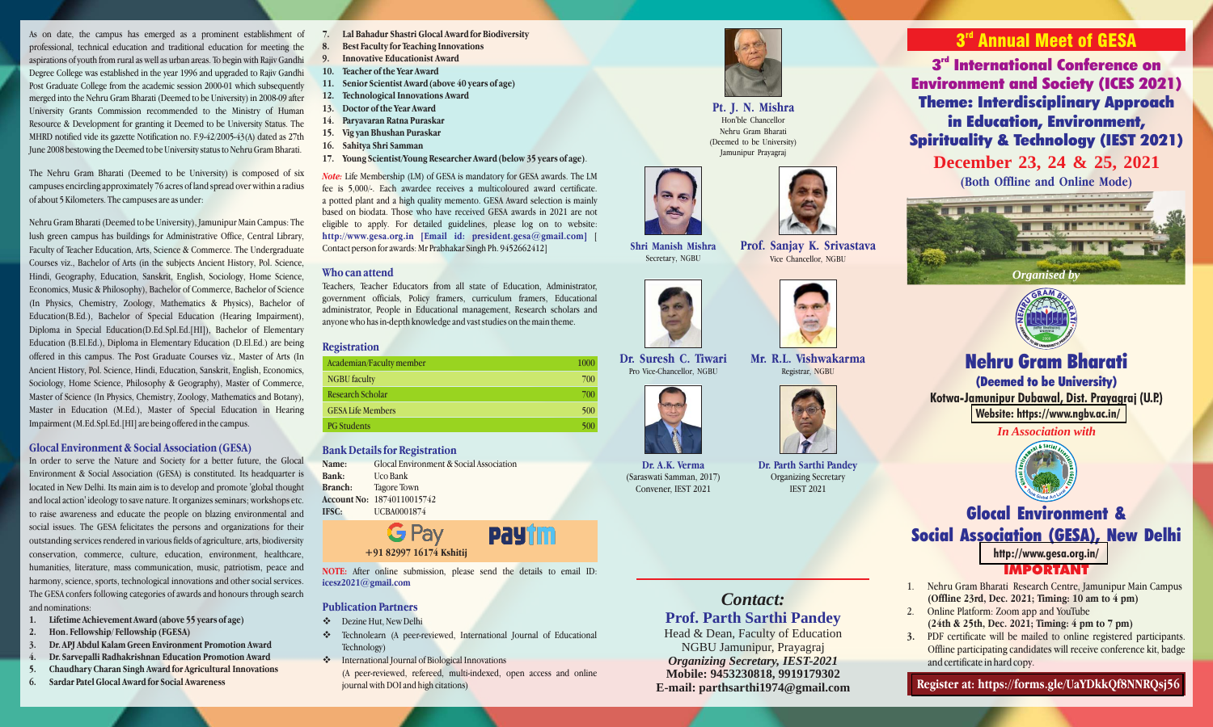As on date, the campus has emerged as a prominent establishment of professional, technical education and traditional education for meeting the aspirations of youth from rural as well as urban areas. To begin with Rajiv Gandhi Degree College was established in the year 1996 and upgraded to Rajiv Gandhi Post Graduate College from the academic session 2000-01 which subsequently merged into the Nehru Gram Bharati (Deemed to be University) in 2008-09 after University Grants Commission recommended to the Ministry of Human Resource & Development for granting it Deemed to be University Status. The MHRD notified vide its gazette Notification no. F.9-42/2005-t3(A) dated as 27th June 2008 bestowing the Deemed to be University status to Nehru Gram Bharati.

The Nehru Gram Bharati (Deemed to be University) is composed of six campuses encircling approximately 76 acres of land spread over within a radius of about 5 Kilometers. The campuses are as under:

Nehru Gram Bharati (Deemed to be University), Jamunipur Main Campus: The lush green campus has buildings for Administrative Office, Central Library, Faculty of Teacher Education, Arts, Science & Commerce. The Undergraduate Courses viz., Bachelor of Arts (in the subjects Ancient History, Pol. Science, Hindi, Geography, Education, Sanskrit, English, Sociology, Home Science, Economics, Music & Philosophy), Bachelor of Commerce, Bachelor of Science (In Physics, Chemistry, Zoology, Mathematics & Physics), Bachelor of Education(B.Ed.), Bachelor of Special Education (Hearing Impairment), Diploma in Special Education(D.Ed.Spl.Ed.[HI]), Bachelor of Elementary Education (B.El.Ed.), Diploma in Elementary Education (D.El.Ed.) are being offered in this campus. The Post Graduate Courses viz., Master of Arts (In Ancient History, Pol. Science, Hindi, Education, Sanskrit, English, Economics, Sociology, Home Science, Philosophy & Geography), Master of Commerce, Master of Science (In Physics, Chemistry, Zoology, Mathematics and Botany), Master in Education (M.Ed.), Master of Special Education in Hearing Impairment (M.Ed.Spl.Ed.[HI] are being offered in the campus.

## Glocal Environment & Social Association (GESA)

In order to serve the Nature and Society for a better future, the Glocal Environment & Social Association (GESA) is constituted. Its headquarter is located in New Delhi. Its main aim is to develop and promote 'global thought and local action' ideology to save nature. It organizes seminars; workshops etc. to raise awareness and educate the people on blazing environmental and social issues. The GESA felicitates the persons and organizations for their outstanding services rendered in various fields of agriculture, arts, biodiversity conservation, commerce, culture, education, environment, healthcare, humanities, literature, mass communication, music, patriotism, peace and harmony, science, sports, technological innovations and other social services. The GESA confers following categories of awards and honours through search and nominations:

1. **Lifetime Achievement Award (above 55 years of age)**
2. **Hon. Fellowship/ Fellowship (FGESA)**
3. **Dr. APJ Abdul Kalam Green Environment Promotion Award**
4. **Dr. Sarvepalli Radhakrishnan Education Promotion Award**
5. **Chaudhary Charan Singh Award for Agricultural Innovations**
6. **Sardar Patel Glocal Award for Social Awareness**
7. **Lal Bahadur Shastri Glocal Award for Biodiversity**
8. **Best Faculty for Teaching Innovations**
9. **Innovative Educationist Award**
10. **Teacher of the Year Award**
11. **Senior Scientist Award (above 40 years of age)**
12. **Technological Innovations Award**
13. **Doctor of the Year Award**
14. **Paryavaran Ratna Puraskar**
15. **Vig yan Bhushan Puraskar**
16. **Sahitya Shri Samman**
17. **Young Scientist/Young Researcher Award (below 35 years of age)**.

*Note:* Life Membership (LM) of GESA is mandatory for GESA awards. The LM fee is 5,000/-. Each awardee receives a multicoloured award certificate, a potted plant and a high quality memento. GESA Award selection is mainly based on biodata. Those who have received GESA awards in 2021 are not eligible to apply. For detailed guidelines, please log on to website: **http://www.gesa.org.in [Email id: president.gesa@gmail.com]** [Contact person for awards: Mr Prabhakar Singh Ph. 9452662412]

## Who can attend

Teachers, Teacher Educators from all state of Education, Administrator, government officials, Policy framers, curriculum framers, Educational administrator, People in Educational management, Research scholars and anyone who has in-depth knowledge and vast studies on the main theme.

## Registration

| Category | Fee |
|---|---|
| Academian/Faculty member | 1000 |
| NGBU faculty | 700 |
| Research Scholar | 700 |
| GESA Life Members | 500 |
| PG Students | 500 |

## Bank Details for Registration

**Name:** Glocal Environment & Social Association
**Bank:** Uco Bank
**Branch:** Tagore Town
**Account No:** 18740110015742
**IFSC:** UCBA0001874

G Pay Paytm **+91 82997 16174 Kshitij**

**NOTE:** After online submission, please send the details to email ID: **icesz2021@gmail.com**

## Publication Partners

- Dezine Hut, New Delhi
- Technolearn (A peer-reviewed, International Journal of Educational Technology)
- International Journal of Biological Innovations (A peer-reviewed, refereed, multi-indexed, open access and online journal with DOI and high citations)

**Pt. J. N. Mishra**
Hon'ble Chancellor
Nehru Gram Bharati
(Deemed to be University)
Jamunipur Prayagraj

**Shri Manish Mishra**
Secretary, NGBU

**Prof. Sanjay K. Srivastava**
Vice Chancellor, NGBU

**Dr. Suresh C. Tiwari**
Pro Vice-Chancellor, NGBU

**Mr. R.L. Vishwakarma**
Registrar, NGBU

**Dr. A.K. Verma**
(Saraswati Samman, 2017)
Convener, IEST 2021

**Dr. Parth Sarthi Pandey**
Organizing Secretary
IEST 2021

*Contact:*
**Prof. Parth Sarthi Pandey**
Head & Dean, Faculty of Education
NGBU Jamunipur, Prayagraj
***Organizing Secretary, IEST-2021***
**Mobile: 9453230818, 9919179302**
**E-mail: parthsarthi1974@gmail.com**

# 3rd Annual Meet of GESA

## 3rd International Conference on Environment and Society (ICES 2021)

## Theme: Interdisciplinary Approach in Education, Environment, Spirituality & Technology (IEST 2021)

**December 23, 24 & 25, 2021**
**(Both Offline and Online Mode)**

*Organised by*

## Nehru Gram Bharati

**(Deemed to be University)**
**Kotwa-Jamunipur Dubawal, Dist. Prayagraj (U.P.)**
**Website: https://www.ngbv.ac.in/**

*In Association with*

## Glocal Environment & Social Association (GESA), New Delhi

**http://www.gesa.org.in/**

**IMPORTANT**

1. Nehru Gram Bharati Research Centre, Jamunipur Main Campus **(Offline 23rd, Dec. 2021; Timing: 10 am to 4 pm)**
2. Online Platform: Zoom app and YouTube **(24th & 25th, Dec. 2021; Timing: 4 pm to 7 pm)**
3. PDF certificate will be mailed to online registered participants. Offline participating candidates will receive conference kit, badge and certificate in hard copy.

**Register at: https://forms.gle/UaYDkkQf8NNRQsj56**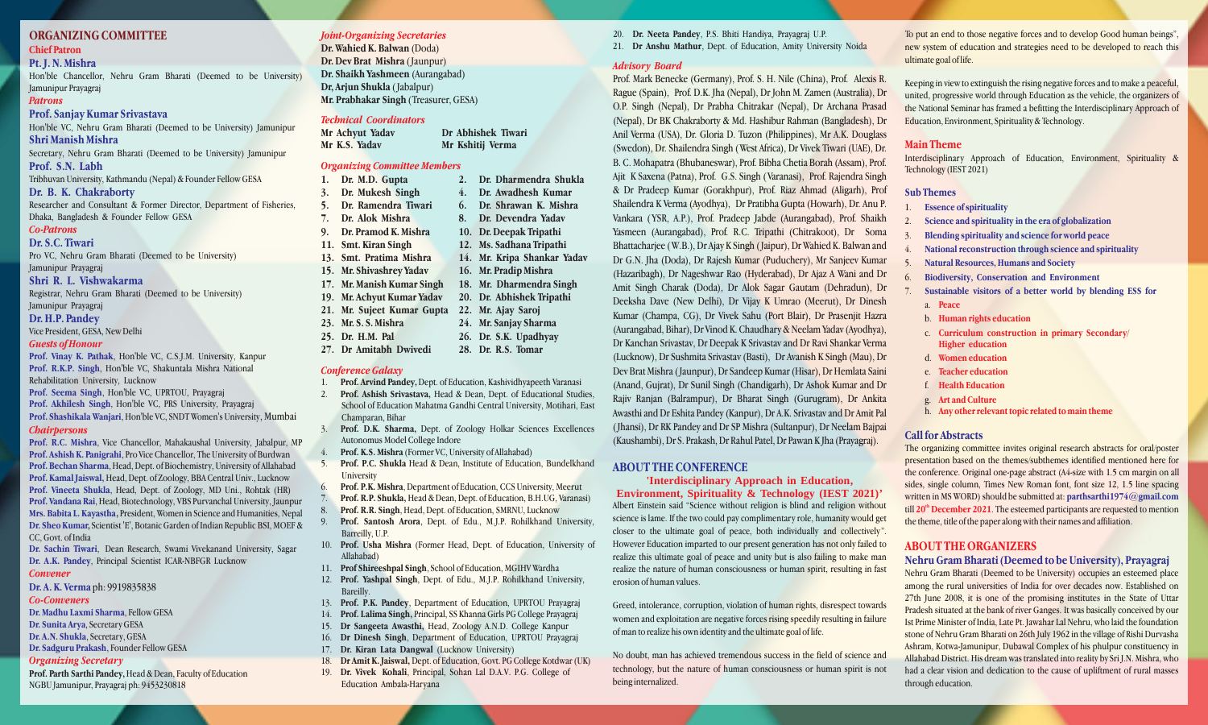## ORGANIZING COMMITTEE

### Chief Patron

**Pt. J. N. Mishra**
Hon'ble Chancellor, Nehru Gram Bharati (Deemed to be University) Jamunipur Prayagraj

### *Patrons*

**Prof. Sanjay Kumar Srivastava**
Hon'ble VC, Nehru Gram Bharati (Deemed to be University) Jamunipur

**Shri Manish Mishra**
Secretary, Nehru Gram Bharati (Deemed to be University) Jamunipur

**Prof. S.N. Labh**
Tribhuvan University, Kathmandu (Nepal) & Founder Fellow GESA

**Dr. B. K. Chakraborty**
Researcher and Consultant & Former Director, Department of Fisheries, Dhaka, Bangladesh & Founder Fellow GESA

### *Co-Patrons*

**Dr. S.C. Tiwari**
Pro VC, Nehru Gram Bharati (Deemed to be University) Jamunipur Prayagraj

**Shri R. L. Vishwakarma**
Registrar, Nehru Gram Bharati (Deemed to be University) Jamunipur Prayagraj

**Dr. H.P. Pandey**
Vice President, GESA, New Delhi

### *Guests of Honour*

**Prof. Vinay K. Pathak**, Hon'ble VC, C.S.J.M. University, Kanpur
**Prof. R.K.P. Singh**, Hon'ble VC, Shakuntala Mishra National Rehabilitation University, Lucknow
**Prof. Seema Singh**, Hon'ble VC, UPRTOU, Prayagraj
**Prof. Akhilesh Singh**, Hon'ble VC, PRS University, Prayagraj
**Prof. Shashikala Wanjari**, Hon'ble VC, SNDT Women's University, Mumbai

### *Chairpersons*

**Prof. R.C. Mishra**, Vice Chancellor, Mahakaushal University, Jabalpur, MP
**Prof. Ashish K. Panigrahi**, Pro Vice Chancellor, The University of Burdwan
**Prof. Bechan Sharma**, Head, Dept. of Biochemistry, University of Allahabad
**Prof. Kamal Jaiswal**, Head, Dept. of Zoology, BBA Central Univ., Lucknow
**Prof. Vineeta Shukla**, Head, Dept. of Zoology, MD Uni., Rohtak (HR)
**Prof. Vandana Rai**, Head, Biotechnology, VBS Purvanchal University, Jaunpur
**Mrs. Babita L. Kayastha**, President, Women in Science and Humanities, Nepal
**Dr. Sheo Kumar**, Scientist 'E', Botanic Garden of Indian Republic BSI, MOEF & CC, Govt. of India
**Dr. Sachin Tiwari**, Dean Research, Swami Vivekanand University, Sagar
**Dr. A.K. Pandey**, Principal Scientist ICAR-NBFGR Lucknow

### *Convener*

**Dr. A. K. Verma** ph: 9919835838

### *Co-Conveners*

**Dr. Madhu Laxmi Sharma**, Fellow GESA
**Dr. Sunita Arya**, Secretary GESA
**Dr. A.N. Shukla**, Secretary, GESA
**Dr. Sadguru Prakash**, Founder Fellow GESA

### *Organizing Secretary*

**Prof. Parth Sarthi Pandey,** Head & Dean, Faculty of Education NGBU Jamunipur, Prayagraj ph: 9453230818

### *Joint-Organizing Secretaries*

**Dr. Wahied K. Balwan** (Doda)
**Dr. Dev Brat Mishra** (Jaunpur)
**Dr. Shaikh Yashmeen** (Aurangabad)
**Dr, Arjun Shukla** (Jabalpur)
**Mr. Prabhakar Singh** (Treasurer, GESA)

### *Technical Coordinators*

**Mr Achyut Yadav** — **Dr Abhishek Tiwari**
**Mr K.S. Yadav** — **Mr Kshitij Verma**

### *Organizing Committee Members*

1. Dr. M.D. Gupta
2. Dr. Dharmendra Shukla
3. Dr. Mukesh Singh
4. Dr. Awadhesh Kumar
5. Dr. Ramendra Tiwari
6. Dr. Shrawan K. Mishra
7. Dr. Alok Mishra
8. Dr. Devendra Yadav
9. Dr. Pramod K. Mishra
10. Dr. Deepak Tripathi
11. Smt. Kiran Singh
12. Ms. Sadhana Tripathi
13. Smt. Pratima Mishra
14. Mr. Kripa Shankar Yadav
15. Mr. Shivashrey Yadav
16. Mr. Pradip Mishra
17. Mr. Manish Kumar Singh
18. Mr. Dharmendra Singh
19. Mr. Achyut Kumar Yadav
20. Dr. Abhishek Tripathi
21. Mr. Sujeet Kumar Gupta
22. Mr. Ajay Saroj
23. Mr. S. S. Mishra
24. Mr. Sanjay Sharma
25. Dr. H.M. Pal
26. Dr. S.K. Upadhyay
27. Dr. Amitabh Dwivedi
28. Dr. R.S. Tomar

### *Conference Galaxy*

1. **Prof. Arvind Pandey,** Dept. of Education, Kashividhyapeeth Varanasi
2. **Prof. Ashish Srivastava,** Head & Dean, Dept. of Educational Studies, School of Education Mahatma Gandhi Central University, Motihari, East Champaran, Bihar
3. **Prof. D.K. Sharma,** Dept. of Zoology Holkar Sciences Excellences Autonomous Model College Indore
4. **Prof. K.S. Mishra** (Former VC, University of Allahabad)
5. **Prof. P.C. Shukla** Head & Dean, Institute of Education, Bundelkhand University
6. **Prof. P.K. Mishra**, Department of Education, CCS University, Meerut
7. **Prof. R.P. Shukla,** Head & Dean, Dept. of Education, B.H.UG, Varanasi)
8. **Prof. R.R. Singh**, Head, Dept. of Education, SMRNU, Lucknow
9. **Prof. Santosh Arora**, Dept. of Edu., M.J.P. Rohilkhand University, Barreilly, U.P.
10. **Prof. Usha Mishra** (Former Head, Dept. of Education, University of Allahabad)
11. **Prof Shireeshpal Singh**, School of Education, MGIHV Wardha
12. **Prof. Yashpal Singh**, Dept. of Edu., M.J.P. Rohilkhand University, Bareilly.
13. **Prof. P.K. Pandey**, Department of Education, UPRTOU Prayagraj
14. **Prof. Lalima Singh,** Principal, SS Khanna Girls PG College Prayagraj
15. **Dr Sangeeta Awasthi,** Head, Zoology A.N.D. College Kanpur
16. **Dr Dinesh Singh**, Department of Education, UPRTOU Prayagraj
17. **Dr. Kiran Lata Dangwal** (Lucknow University)
18. **Dr Amit K. Jaiswal,** Dept. of Education, Govt. PG College Kotdwar (UK)
19. **Dr. Vivek Kohali**, Principal, Sohan Lal D.A.V. P.G. College of Education Ambala-Haryana
20. **Dr. Neeta Pandey**, P.S. Bhiti Handiya, Prayagraj U.P.
21. **Dr Anshu Mathur**, Dept. of Education, Amity University Noida

### *Advisory Board*

Prof. Mark Benecke (Germany), Prof. S. H. Nile (China), Prof. Alexis R. Rague (Spain), Prof. D.K. Jha (Nepal), Dr John M. Zamen (Australia), Dr O.P. Singh (Nepal), Dr Prabha Chitrakar (Nepal), Dr Archana Prasad (Nepal), Dr BK Chakraborty & Md. Hashibur Rahman (Bangladesh), Dr Anil Verma (USA), Dr. Gloria D. Tuzon (Philippines), Mr A.K. Douglass (Swedon), Dr. Shailendra Singh (West Africa), Dr Vivek Tiwari (UAE), Dr. B. C. Mohapatra (Bhubaneswar), Prof. Bibha Chetia Borah (Assam), Prof. Ajit K Saxena (Patna), Prof. G.S. Singh (Varanasi), Prof. Rajendra Singh & Dr Pradeep Kumar (Gorakhpur), Prof. Riaz Ahmad (Aligarh), Prof Shailendra K Verma (Ayodhya), Dr Pratibha Gupta (Howarh), Dr. Anu P. Vankara (YSR, A.P.), Prof. Pradeep Jabde (Aurangabad), Prof. Shaikh Yasmeen (Aurangabad), Prof. R.C. Tripathi (Chitrakoot), Dr Soma Bhattacharjee (W.B.), Dr Ajay K Singh (Jaipur), Dr Wahied K. Balwan and Dr G.N. Jha (Doda), Dr Rajesh Kumar (Puduchery), Mr Sanjeev Kumar (Hazaribagh), Dr Nageshwar Rao (Hyderabad), Dr Ajaz A Wani and Dr Amit Singh Charak (Doda), Dr Alok Sagar Gautam (Dehradun), Dr Deeksha Dave (New Delhi), Dr Vijay K Umrao (Meerut), Dr Dinesh Kumar (Champa, CG), Dr Vivek Sahu (Port Blair), Dr Prasenjit Hazra (Aurangabad, Bihar), Dr Vinod K. Chaudhary & Neelam Yadav (Ayodhya), Dr Kanchan Srivastav, Dr Deepak K Srivastav and Dr Ravi Shankar Verma (Lucknow), Dr Sushmita Srivastav (Basti), Dr Avanish K Singh (Mau), Dr Dev Brat Mishra (Jaunpur), Dr Sandeep Kumar (Hisar), Dr Hemlata Saini (Anand, Gujrat), Dr Sunil Singh (Chandigarh), Dr Ashok Kumar and Dr Rajiv Ranjan (Balrampur), Dr Bharat Singh (Gurugram), Dr Ankita Awasthi and Dr Eshita Pandey (Kanpur), Dr A.K. Srivastav and Dr Amit Pal (Jhansi), Dr RK Pandey and Dr SP Mishra (Sultanpur), Dr Neelam Bajpai (Kaushambi), Dr S. Prakash, Dr Rahul Patel, Dr Pawan K Jha (Prayagraj).

## ABOUT THE CONFERENCE

### 'Interdisciplinary Approach in Education, Environment, Spirituality & Technology (IEST 2021)'

Albert Einstein said "Science without religion is blind and religion without science is lame. If the two could pay complimentary role, humanity would get closer to the ultimate goal of peace, both individually and collectively". However Education imparted to our present generation has not only failed to realize this ultimate goal of peace and unity but is also failing to make man realize the nature of human consciousness or human spirit, resulting in fast erosion of human values.

Greed, intolerance, corruption, violation of human rights, disrespect towards women and exploitation are negative forces rising speedily resulting in failure of man to realize his own identity and the ultimate goal of life.

No doubt, man has achieved tremendous success in the field of science and technology, but the nature of human consciousness or human spirit is not being internalized.

To put an end to those negative forces and to develop Good human beings", new system of education and strategies need to be developed to reach this ultimate goal of life.

Keeping in view to extinguish the rising negative forces and to make a peaceful, united, progressive world through Education as the vehicle, the organizers of the National Seminar has framed a befitting the Interdisciplinary Approach of Education, Environment, Spirituality & Technology.

### Main Theme

Interdisciplinary Approach of Education, Environment, Spirituality & Technology (IEST 2021)

### Sub Themes

1. **Essence of spirituality**
2. **Science and spirituality in the era of globalization**
3. **Blending spirituality and science for world peace**
4. **National reconstruction through science and spirituality**
5. **Natural Resources, Humans and Society**
6. **Biodiversity, Conservation and Environment**
7. **Sustainable visitors of a better world by blending ESS for**
   a. **Peace**
   b. **Human rights education**
   c. **Curriculum construction in primary Secondary/ Higher education**
   d. **Women education**
   e. **Teacher education**
   f. **Health Education**
   g. **Art and Culture**
   h. **Any other relevant topic related to main theme**

### Call for Abstracts

The organizing committee invites original research abstracts for oral/poster presentation based on the themes/subthemes identified mentioned here for the conference. Original one-page abstract (A4-size with 1.5 cm margin on all sides, single column, Times New Roman font, font size 12, 1.5 line spacing written in MS WORD) should be submitted at: **parthsarthi1974@gmail.com** till **20th December 2021**. The esteemed participants are requested to mention the theme, title of the paper along with their names and affiliation.

## ABOUT THE ORGANIZERS

### Nehru Gram Bharati (Deemed to be University), Prayagraj

Nehru Gram Bharati (Deemed to be University) occupies an esteemed place among the rural universities of India for over decades now. Established on 27th June 2008, it is one of the promising institutes in the State of Uttar Pradesh situated at the bank of river Ganges. It was basically conceived by our Ist Prime Minister of India, Late Pt. Jawahar Lal Nehru, who laid the foundation stone of Nehru Gram Bharati on 26th July 1962 in the village of Rishi Durvasha Ashram, Kotwa-Jamunipur, Dubawal Complex of his phulpur constituency in Allahabad District. His dream was translated into reality by Sri J.N. Mishra, who had a clear vision and dedication to the cause of upliftment of rural masses through education.